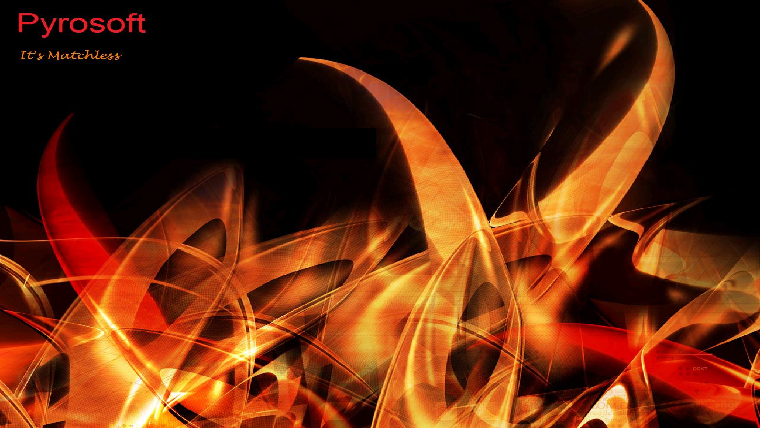# Pyrosoft

*It's Matchless*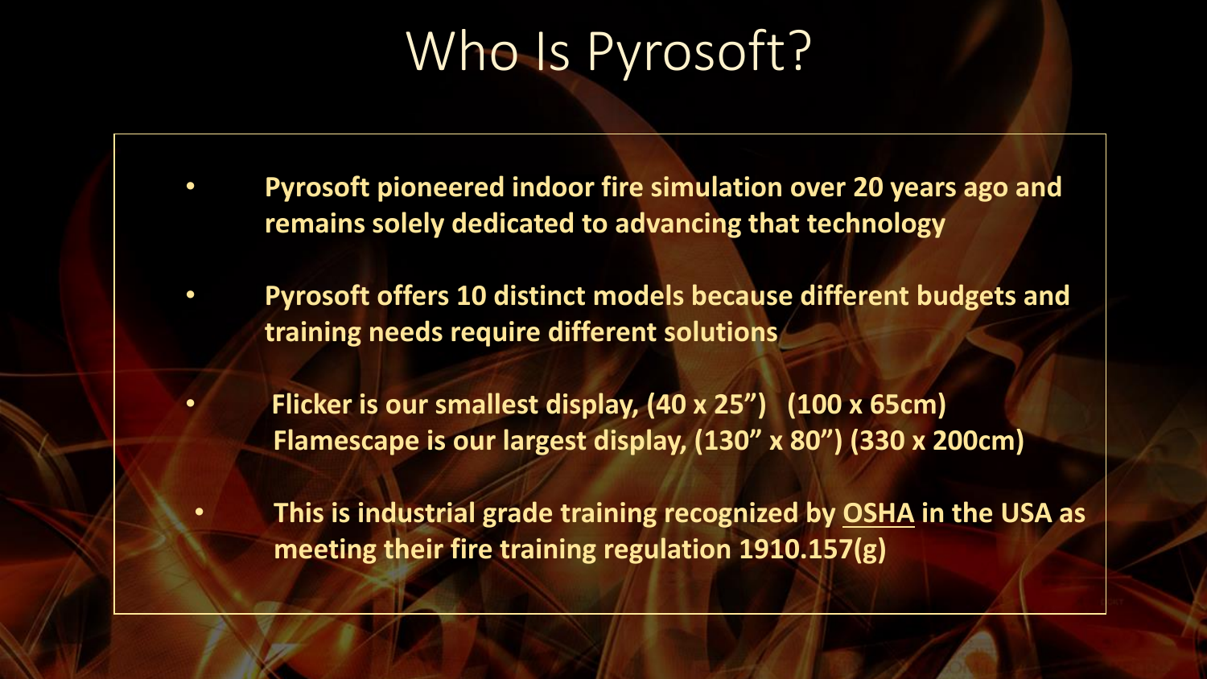# Who Is Pyrosoft?

- **Pyrosoft pioneered indoor fire simulation over 20 years ago and remains solely dedicated to advancing that technology**
- **Pyrosoft offers 10 distinct models because different budgets and training needs require different solutions**
- **Flicker is our smallest display, (40 x 25”) (100 x 65cm)**
  **Flamescape is our largest display, (130” x 80”) (330 x 200cm)**
- **This is industrial grade training recognized by OSHA in the USA as meeting their fire training regulation 1910.157(g)**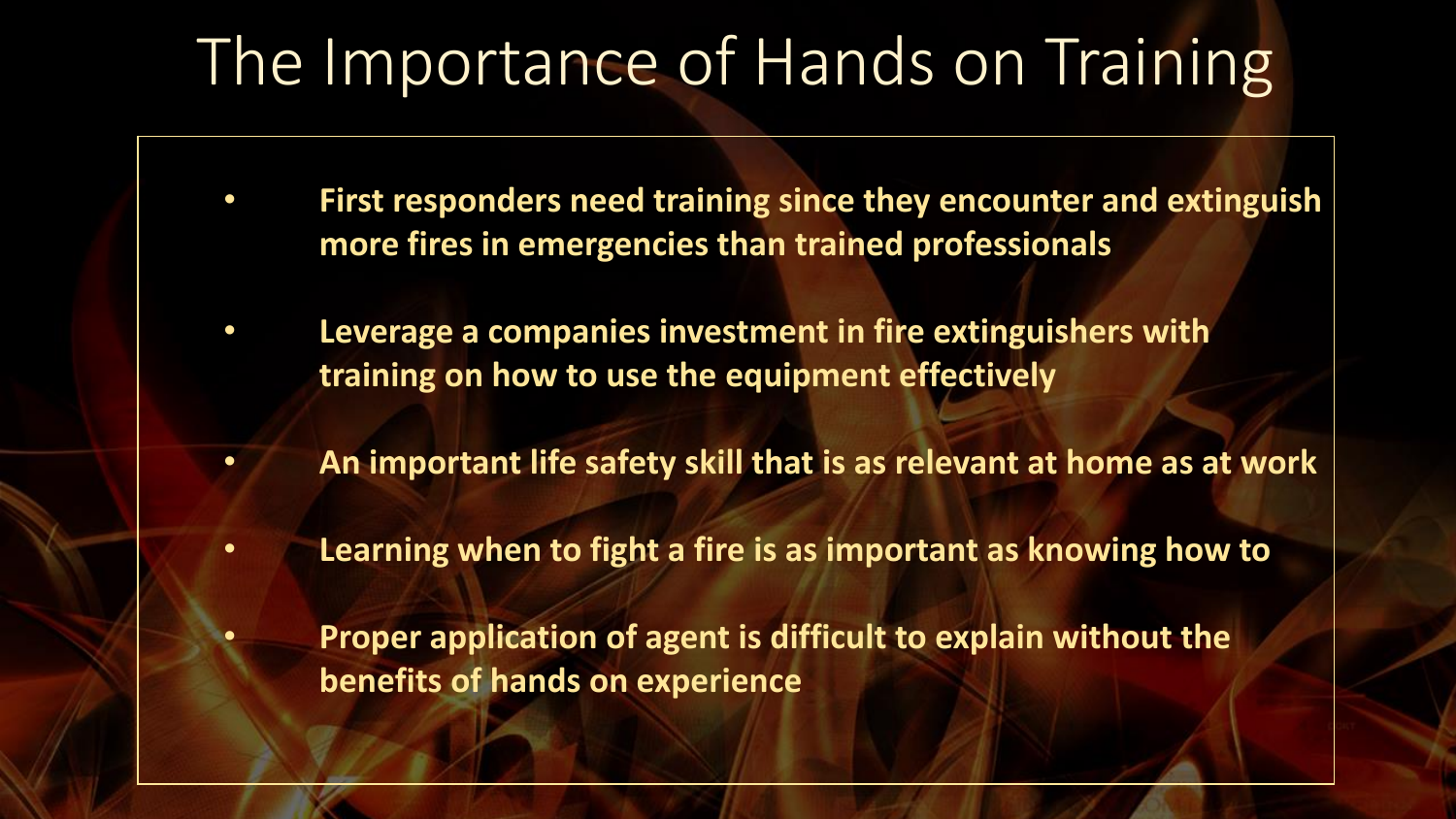# The Importance of Hands on Training

- **First responders need training since they encounter and extinguish more fires in emergencies than trained professionals**
- **Leverage a companies investment in fire extinguishers with training on how to use the equipment effectively**
- **An important life safety skill that is as relevant at home as at work**
- **Learning when to fight a fire is as important as knowing how to**
- **Proper application of agent is difficult to explain without the benefits of hands on experience**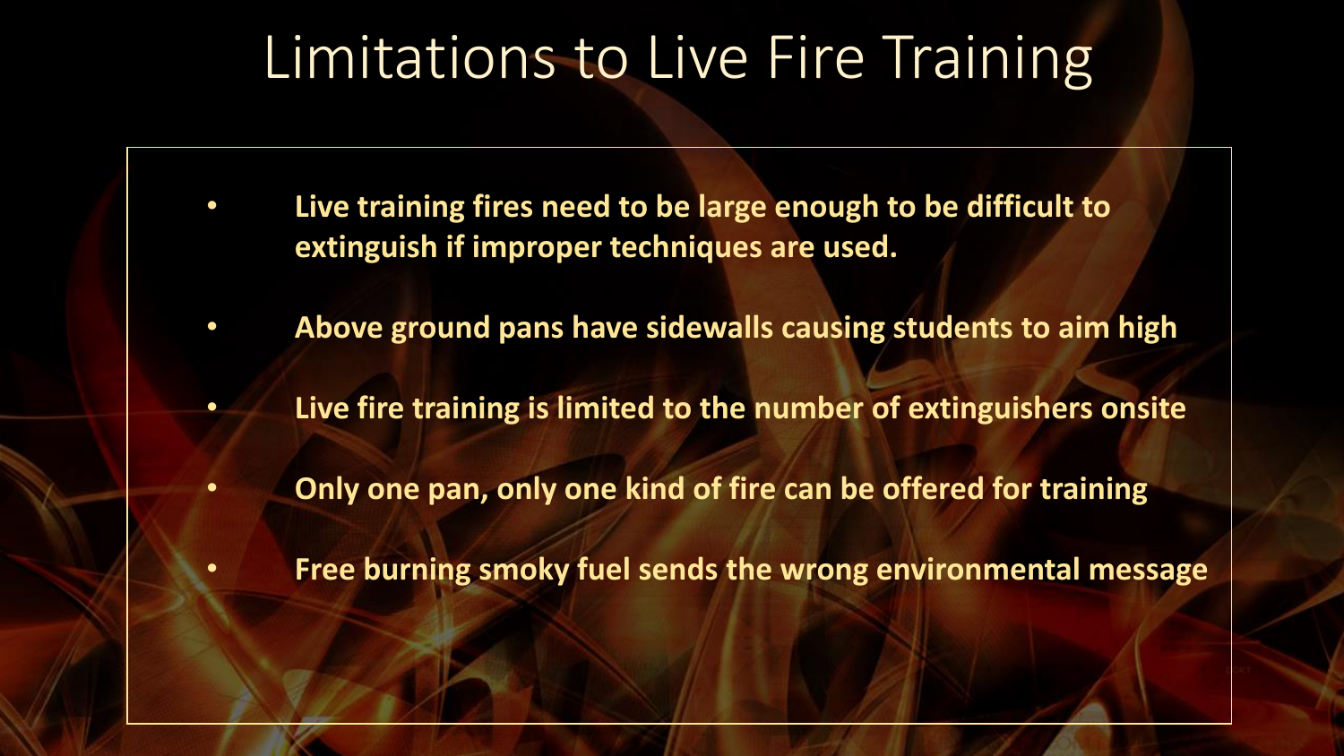# Limitations to Live Fire Training

- **Live training fires need to be large enough to be difficult to extinguish if improper techniques are used.**
- **Above ground pans have sidewalls causing students to aim high**
- **Live fire training is limited to the number of extinguishers onsite**
- **Only one pan, only one kind of fire can be offered for training**
- **Free burning smoky fuel sends the wrong environmental message**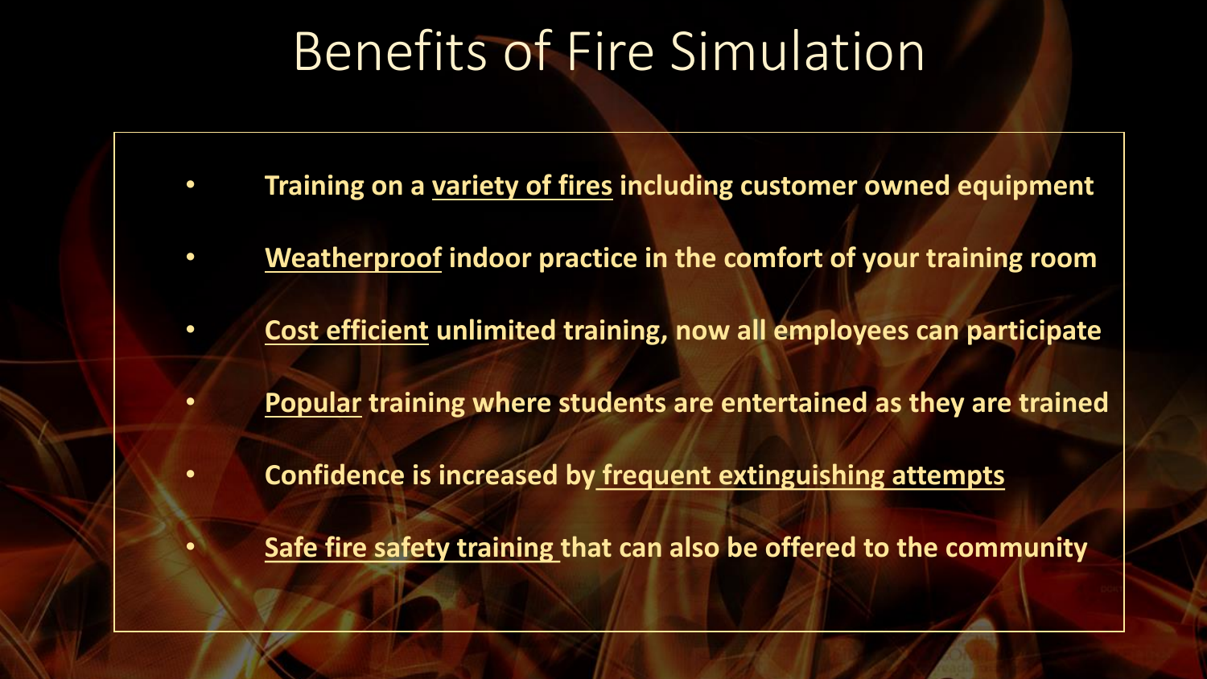# Benefits of Fire Simulation

- **Training on a <u>variety of fires</u> including customer owned equipment**
- **<u>Weatherproof</u> indoor practice in the comfort of your training room**
- **<u>Cost efficient</u> unlimited training, now all employees can participate**
- **<u>Popular</u> training where students are entertained as they are trained**
- **Confidence is increased by <u>frequent extinguishing attempts</u>**
- **<u>Safe fire safety training</u> that can also be offered to the community**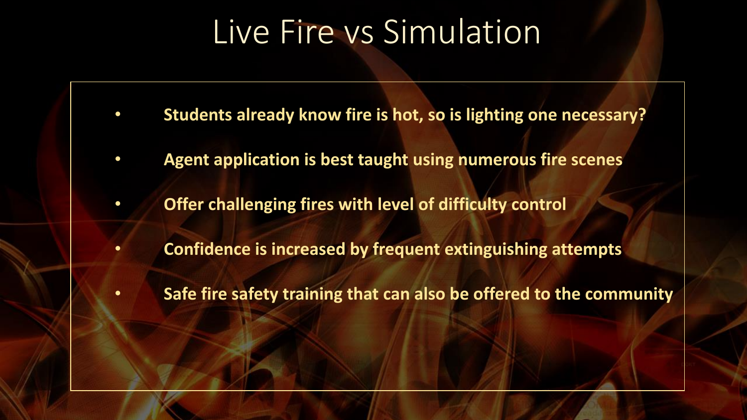# Live Fire vs Simulation

- **Students already know fire is hot, so is lighting one necessary?**
- **Agent application is best taught using numerous fire scenes**
- **Offer challenging fires with level of difficulty control**
- **Confidence is increased by frequent extinguishing attempts**
- **Safe fire safety training that can also be offered to the community**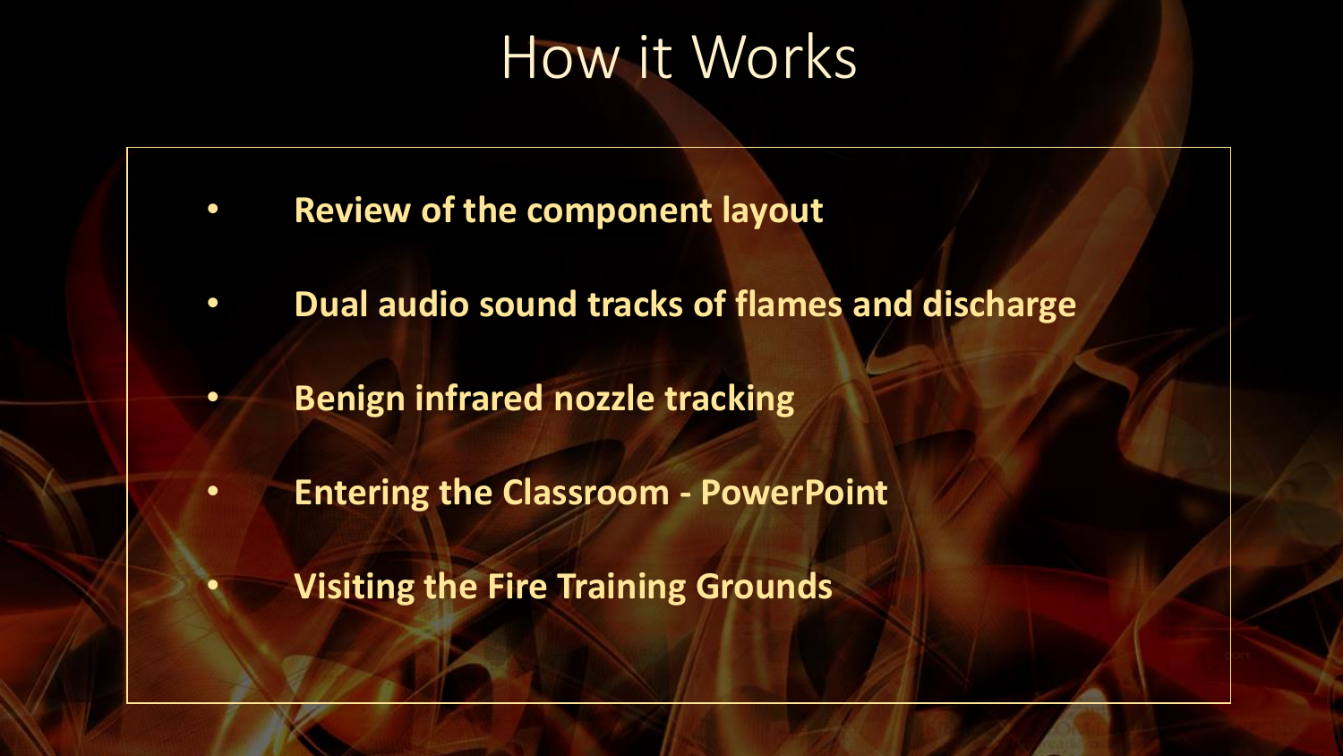# How it Works

- **Review of the component layout**
- **Dual audio sound tracks of flames and discharge**
- **Benign infrared nozzle tracking**
- **Entering the Classroom - PowerPoint**
- **Visiting the Fire Training Grounds**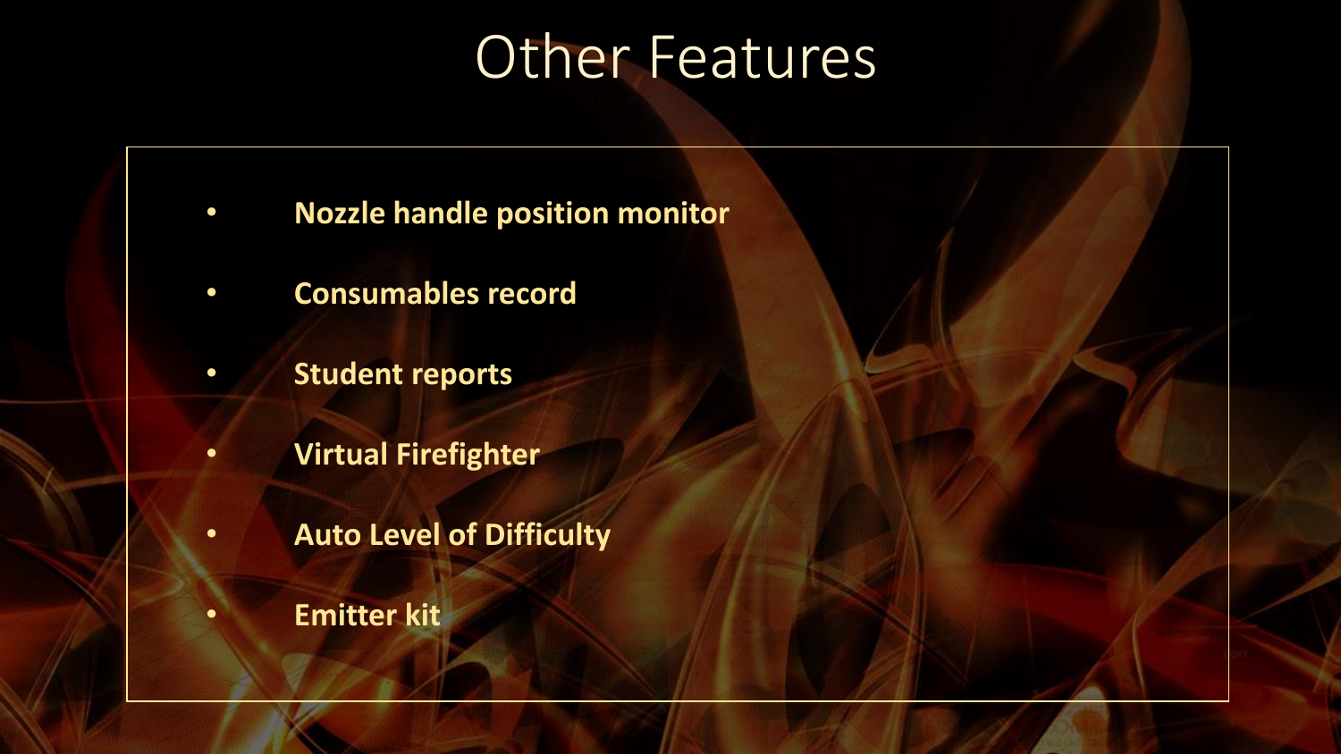# Other Features

- **Nozzle handle position monitor**
- **Consumables record**
- **Student reports**
- **Virtual Firefighter**
- **Auto Level of Difficulty**
- **Emitter kit**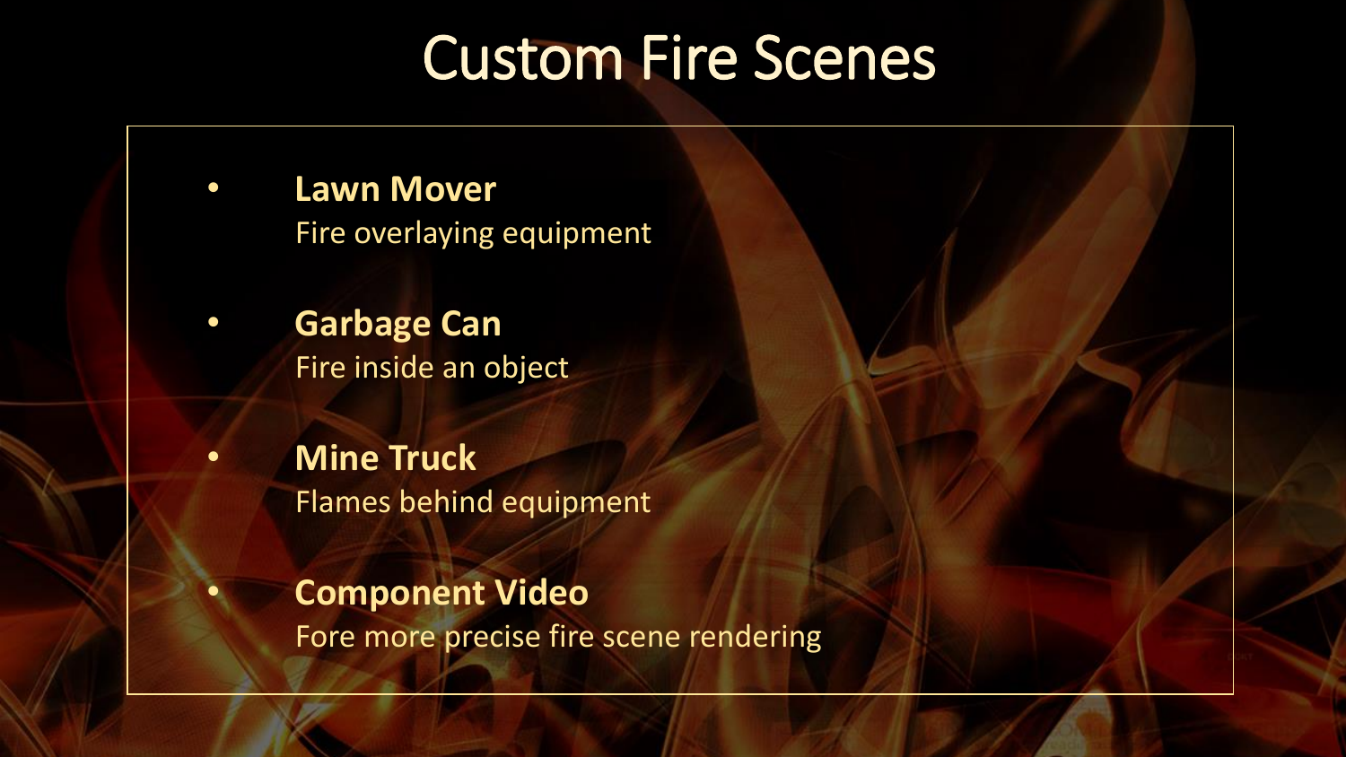# Custom Fire Scenes

- **Lawn Mover**
  Fire overlaying equipment

- **Garbage Can**
  Fire inside an object

- **Mine Truck**
  Flames behind equipment

- **Component Video**
  Fore more precise fire scene rendering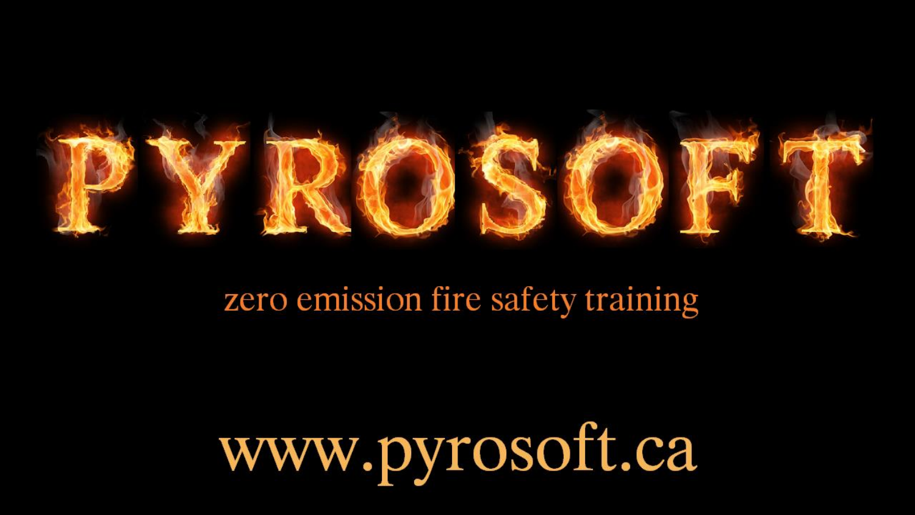# PYROSOFT

zero emission fire safety training

www.pyrosoft.ca